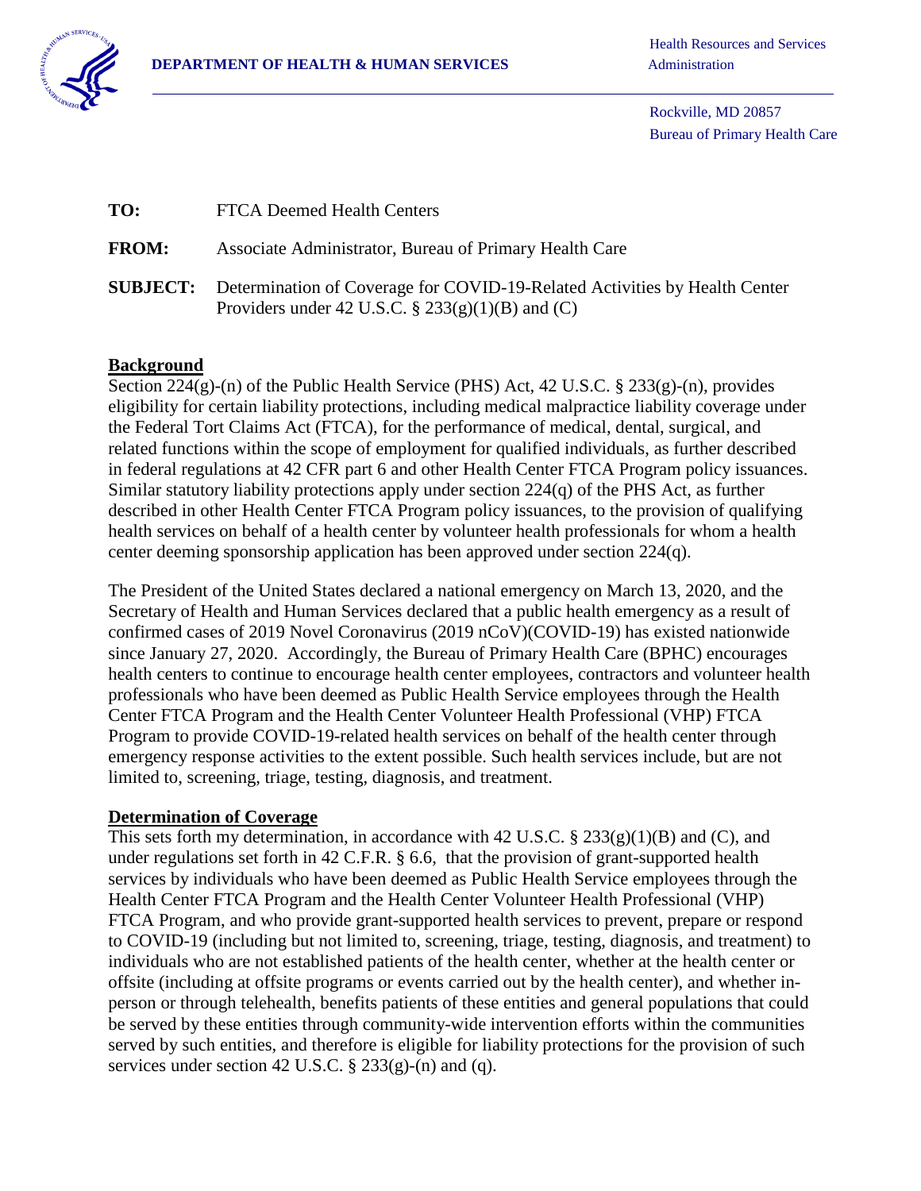**DEPARTMENT OF HEALTH & HUMAN SERVICES**

Health Resources and Services Administration

Rockville, MD 20857
Bureau of Primary Health Care

**TO:** FTCA Deemed Health Centers

**FROM:** Associate Administrator, Bureau of Primary Health Care

**SUBJECT:** Determination of Coverage for COVID-19-Related Activities by Health Center Providers under 42 U.S.C. § 233(g)(1)(B) and (C)

## Background

Section 224(g)-(n) of the Public Health Service (PHS) Act, 42 U.S.C. § 233(g)-(n), provides eligibility for certain liability protections, including medical malpractice liability coverage under the Federal Tort Claims Act (FTCA), for the performance of medical, dental, surgical, and related functions within the scope of employment for qualified individuals, as further described in federal regulations at 42 CFR part 6 and other Health Center FTCA Program policy issuances. Similar statutory liability protections apply under section 224(q) of the PHS Act, as further described in other Health Center FTCA Program policy issuances, to the provision of qualifying health services on behalf of a health center by volunteer health professionals for whom a health center deeming sponsorship application has been approved under section 224(q).

The President of the United States declared a national emergency on March 13, 2020, and the Secretary of Health and Human Services declared that a public health emergency as a result of confirmed cases of 2019 Novel Coronavirus (2019 nCoV)(COVID-19) has existed nationwide since January 27, 2020. Accordingly, the Bureau of Primary Health Care (BPHC) encourages health centers to continue to encourage health center employees, contractors and volunteer health professionals who have been deemed as Public Health Service employees through the Health Center FTCA Program and the Health Center Volunteer Health Professional (VHP) FTCA Program to provide COVID-19-related health services on behalf of the health center through emergency response activities to the extent possible. Such health services include, but are not limited to, screening, triage, testing, diagnosis, and treatment.

## Determination of Coverage

This sets forth my determination, in accordance with 42 U.S.C. § 233(g)(1)(B) and (C), and under regulations set forth in 42 C.F.R. § 6.6, that the provision of grant-supported health services by individuals who have been deemed as Public Health Service employees through the Health Center FTCA Program and the Health Center Volunteer Health Professional (VHP) FTCA Program, and who provide grant-supported health services to prevent, prepare or respond to COVID-19 (including but not limited to, screening, triage, testing, diagnosis, and treatment) to individuals who are not established patients of the health center, whether at the health center or offsite (including at offsite programs or events carried out by the health center), and whether in-person or through telehealth, benefits patients of these entities and general populations that could be served by these entities through community-wide intervention efforts within the communities served by such entities, and therefore is eligible for liability protections for the provision of such services under section 42 U.S.C. § 233(g)-(n) and (q).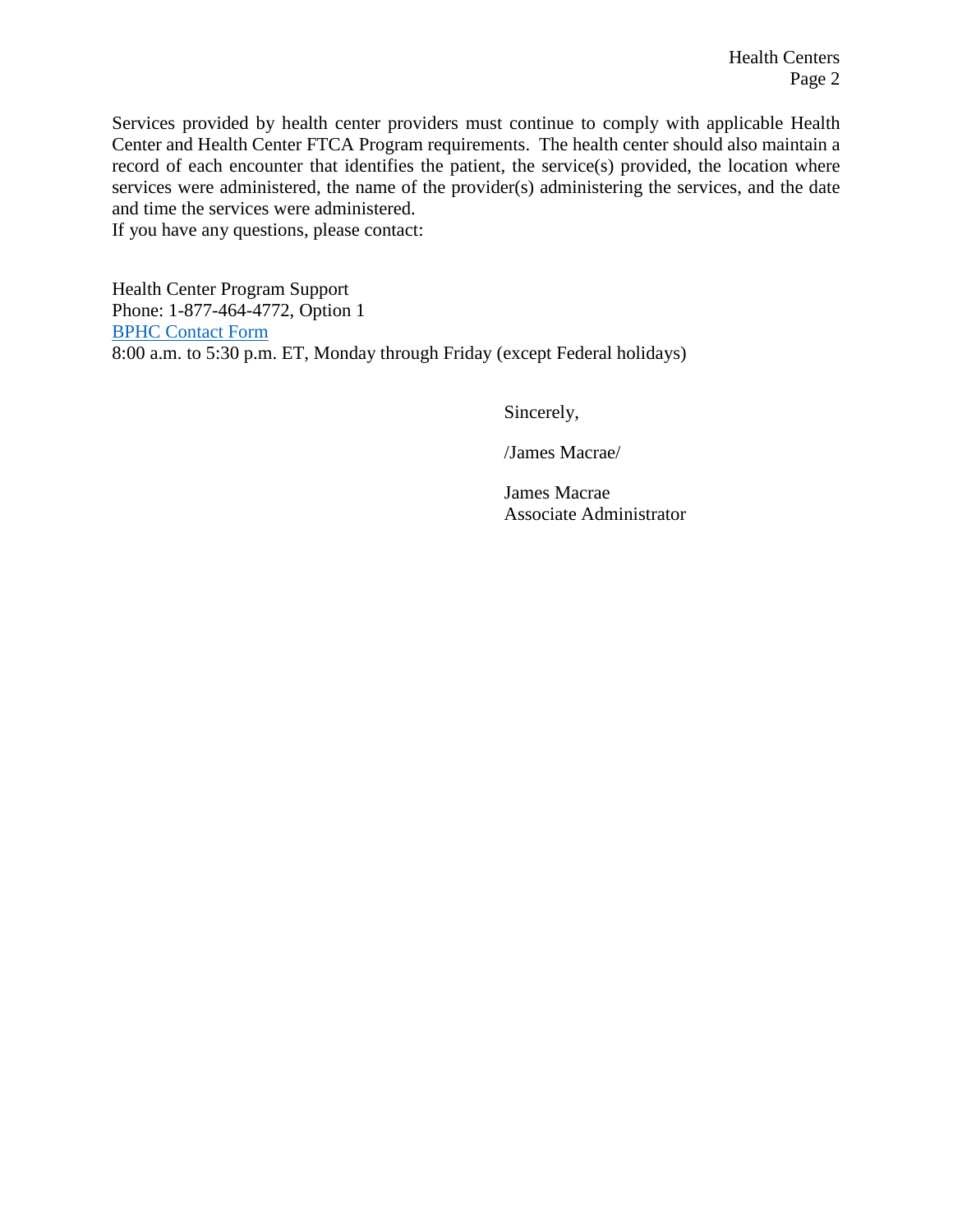Services provided by health center providers must continue to comply with applicable Health Center and Health Center FTCA Program requirements. The health center should also maintain a record of each encounter that identifies the patient, the service(s) provided, the location where services were administered, the name of the provider(s) administering the services, and the date and time the services were administered.
If you have any questions, please contact:

Health Center Program Support
Phone: 1-877-464-4772, Option 1
BPHC Contact Form
8:00 a.m. to 5:30 p.m. ET, Monday through Friday (except Federal holidays)

Sincerely,

/James Macrae/

James Macrae
Associate Administrator